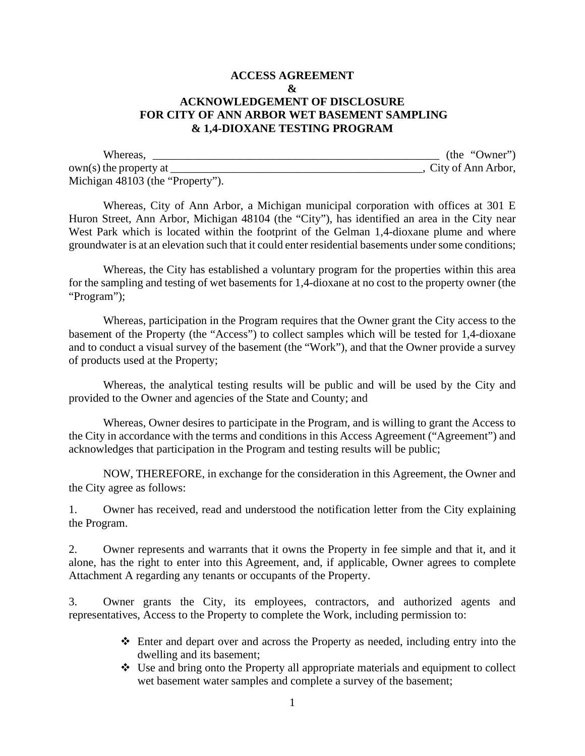# ACCESS AGREEMENT
# &
# ACKNOWLEDGEMENT OF DISCLOSURE FOR CITY OF ANN ARBOR WET BASEMENT SAMPLING & 1,4-DIOXANE TESTING PROGRAM

Whereas, ___________________________________________________ (the "Owner") own(s) the property at _______________________________________________, City of Ann Arbor, Michigan 48103 (the "Property").

Whereas, City of Ann Arbor, a Michigan municipal corporation with offices at 301 E Huron Street, Ann Arbor, Michigan 48104 (the "City"), has identified an area in the City near West Park which is located within the footprint of the Gelman 1,4-dioxane plume and where groundwater is at an elevation such that it could enter residential basements under some conditions;

Whereas, the City has established a voluntary program for the properties within this area for the sampling and testing of wet basements for 1,4-dioxane at no cost to the property owner (the "Program");

Whereas, participation in the Program requires that the Owner grant the City access to the basement of the Property (the "Access") to collect samples which will be tested for 1,4-dioxane and to conduct a visual survey of the basement (the "Work"), and that the Owner provide a survey of products used at the Property;

Whereas, the analytical testing results will be public and will be used by the City and provided to the Owner and agencies of the State and County; and

Whereas, Owner desires to participate in the Program, and is willing to grant the Access to the City in accordance with the terms and conditions in this Access Agreement ("Agreement") and acknowledges that participation in the Program and testing results will be public;

NOW, THEREFORE, in exchange for the consideration in this Agreement, the Owner and the City agree as follows:

1. Owner has received, read and understood the notification letter from the City explaining the Program.

2. Owner represents and warrants that it owns the Property in fee simple and that it, and it alone, has the right to enter into this Agreement, and, if applicable, Owner agrees to complete Attachment A regarding any tenants or occupants of the Property.

3. Owner grants the City, its employees, contractors, and authorized agents and representatives, Access to the Property to complete the Work, including permission to:

- Enter and depart over and across the Property as needed, including entry into the dwelling and its basement;
- Use and bring onto the Property all appropriate materials and equipment to collect wet basement water samples and complete a survey of the basement;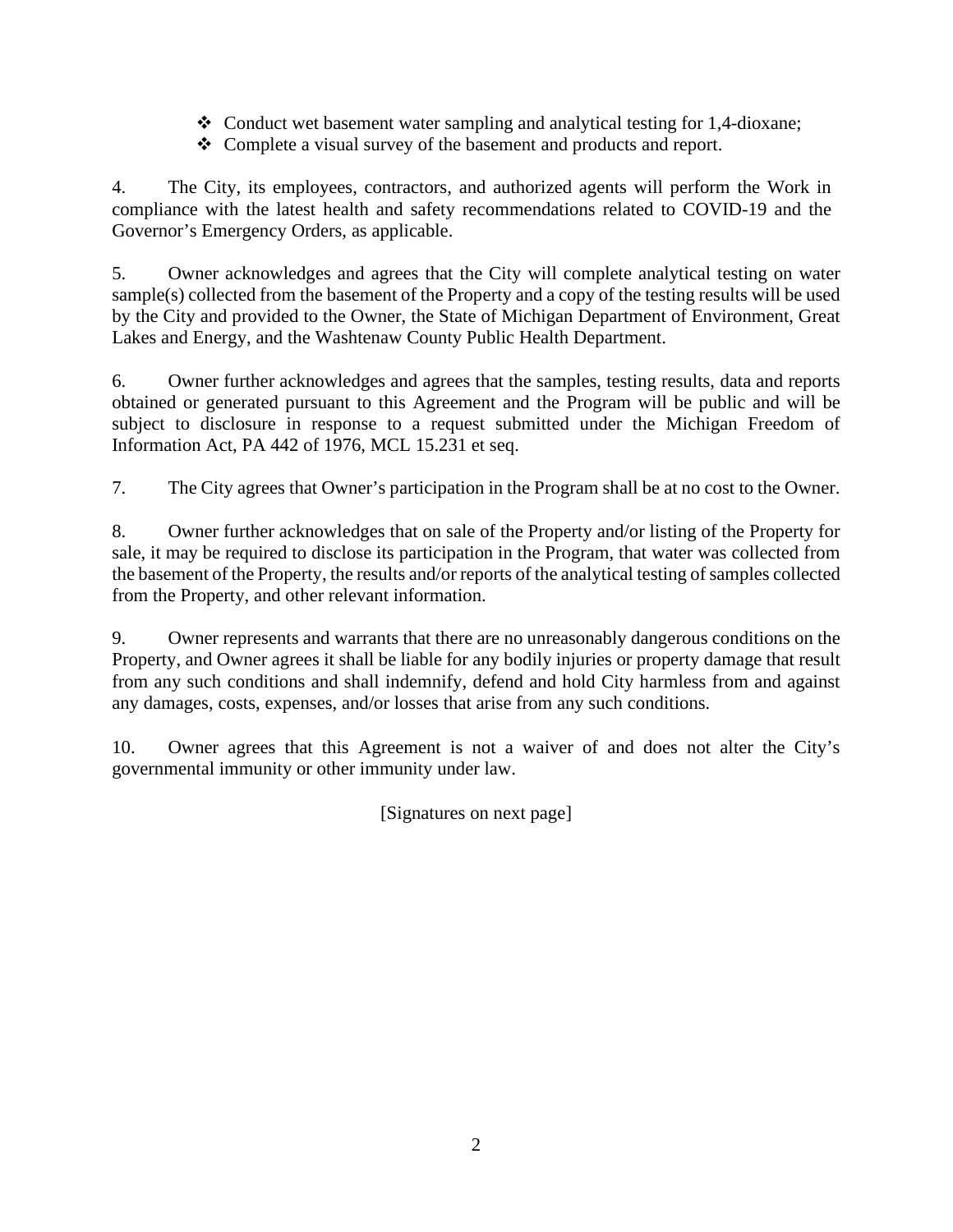- ❖ Conduct wet basement water sampling and analytical testing for 1,4-dioxane;
- ❖ Complete a visual survey of the basement and products and report.

4. The City, its employees, contractors, and authorized agents will perform the Work in compliance with the latest health and safety recommendations related to COVID-19 and the Governor's Emergency Orders, as applicable.

5. Owner acknowledges and agrees that the City will complete analytical testing on water sample(s) collected from the basement of the Property and a copy of the testing results will be used by the City and provided to the Owner, the State of Michigan Department of Environment, Great Lakes and Energy, and the Washtenaw County Public Health Department.

6. Owner further acknowledges and agrees that the samples, testing results, data and reports obtained or generated pursuant to this Agreement and the Program will be public and will be subject to disclosure in response to a request submitted under the Michigan Freedom of Information Act, PA 442 of 1976, MCL 15.231 et seq.

7. The City agrees that Owner's participation in the Program shall be at no cost to the Owner.

8. Owner further acknowledges that on sale of the Property and/or listing of the Property for sale, it may be required to disclose its participation in the Program, that water was collected from the basement of the Property, the results and/or reports of the analytical testing of samples collected from the Property, and other relevant information.

9. Owner represents and warrants that there are no unreasonably dangerous conditions on the Property, and Owner agrees it shall be liable for any bodily injuries or property damage that result from any such conditions and shall indemnify, defend and hold City harmless from and against any damages, costs, expenses, and/or losses that arise from any such conditions.

10. Owner agrees that this Agreement is not a waiver of and does not alter the City's governmental immunity or other immunity under law.

[Signatures on next page]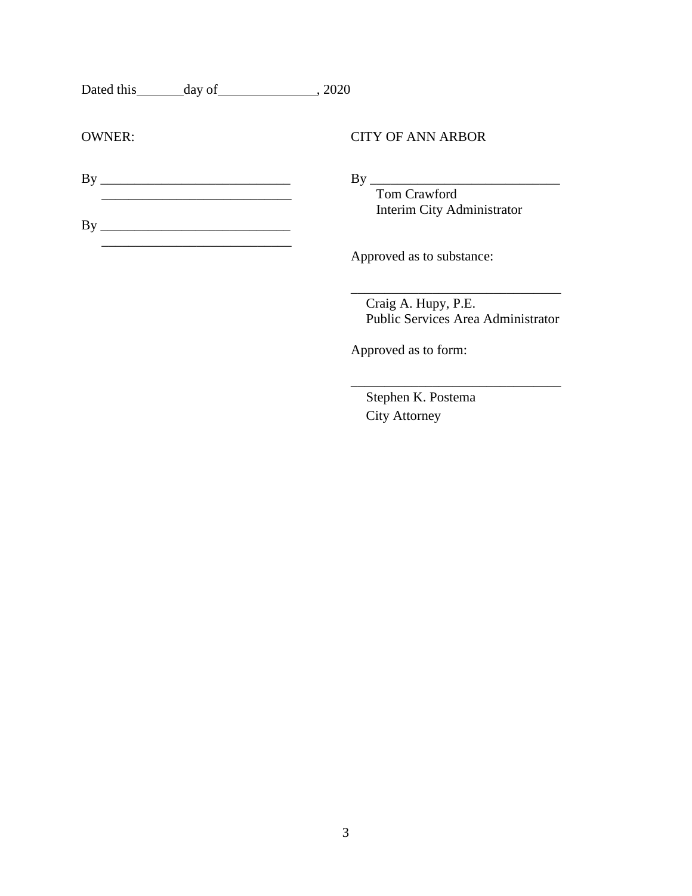Dated this _______ day of _______________, 2020

OWNER:

By ____________________________

____________________________

By ____________________________

____________________________

CITY OF ANN ARBOR

By ____________________________

Tom Crawford
Interim City Administrator

Approved as to substance:

________________________________

Craig A. Hupy, P.E.
Public Services Area Administrator

Approved as to form:

________________________________

Stephen K. Postema
City Attorney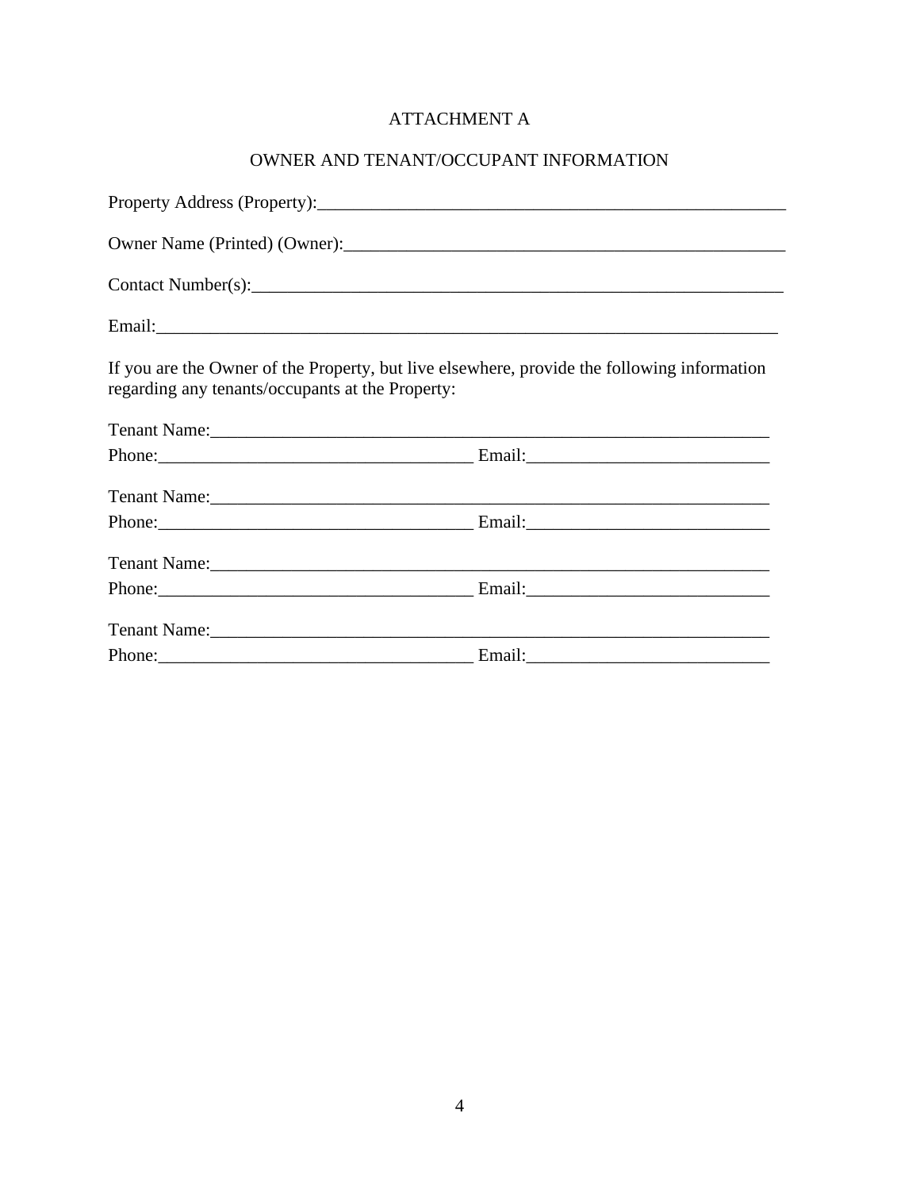# ATTACHMENT A

## OWNER AND TENANT/OCCUPANT INFORMATION

Property Address (Property):_____________________________________________________

Owner Name (Printed) (Owner):___________________________________________________

Contact Number(s):_______________________________________________________________

Email:__________________________________________________________________________

If you are the Owner of the Property, but live elsewhere, provide the following information regarding any tenants/occupants at the Property:

Tenant Name:____________________________________________________________
Phone:_________________________________ Email:__________________________

Tenant Name:____________________________________________________________
Phone:_________________________________ Email:__________________________

Tenant Name:____________________________________________________________
Phone:_________________________________ Email:__________________________

Tenant Name:____________________________________________________________
Phone:_________________________________ Email:__________________________